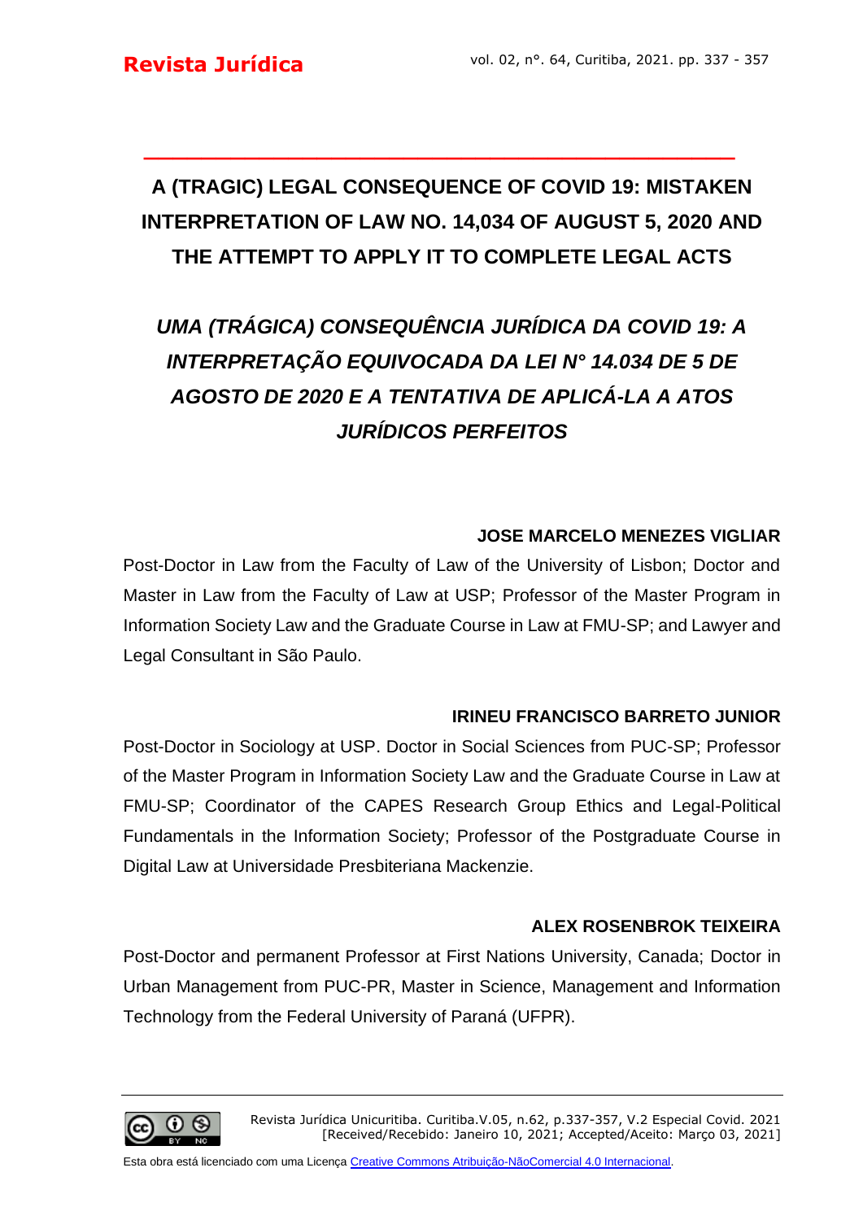# A (TRAGIC) LEGAL CONSEQUENCE OF COVID 19: MISTAKEN INTERPRETATION OF LAW NO. 14,034 OF AUGUST 5, 2020 AND THE ATTEMPT TO APPLY IT TO COMPLETE LEGAL ACTS

# *UMA (TRÁGICA) CONSEQUÊNCIA JURÍDICA DA COVID 19: A INTERPRETAÇÃO EQUIVOCADA DA LEI N° 14.034 DE 5 DE AGOSTO DE 2020 E A TENTATIVA DE APLICÁ-LA A ATOS JURÍDICOS PERFEITOS*

**JOSE MARCELO MENEZES VIGLIAR**

Post-Doctor in Law from the Faculty of Law of the University of Lisbon; Doctor and Master in Law from the Faculty of Law at USP; Professor of the Master Program in Information Society Law and the Graduate Course in Law at FMU-SP; and Lawyer and Legal Consultant in São Paulo.

**IRINEU FRANCISCO BARRETO JUNIOR**

Post-Doctor in Sociology at USP. Doctor in Social Sciences from PUC-SP; Professor of the Master Program in Information Society Law and the Graduate Course in Law at FMU-SP; Coordinator of the CAPES Research Group Ethics and Legal-Political Fundamentals in the Information Society; Professor of the Postgraduate Course in Digital Law at Universidade Presbiteriana Mackenzie.

**ALEX ROSENBROK TEIXEIRA**

Post-Doctor and permanent Professor at First Nations University, Canada; Doctor in Urban Management from PUC-PR, Master in Science, Management and Information Technology from the Federal University of Paraná (UFPR).

Revista Jurídica Unicuritiba. Curitiba.V.05, n.62, p.337-357, V.2 Especial Covid. 2021
[Received/Recebido: Janeiro 10, 2021; Accepted/Aceito: Março 03, 2021]

Esta obra está licenciado com uma Licença Creative Commons Atribuição-NãoComercial 4.0 Internacional.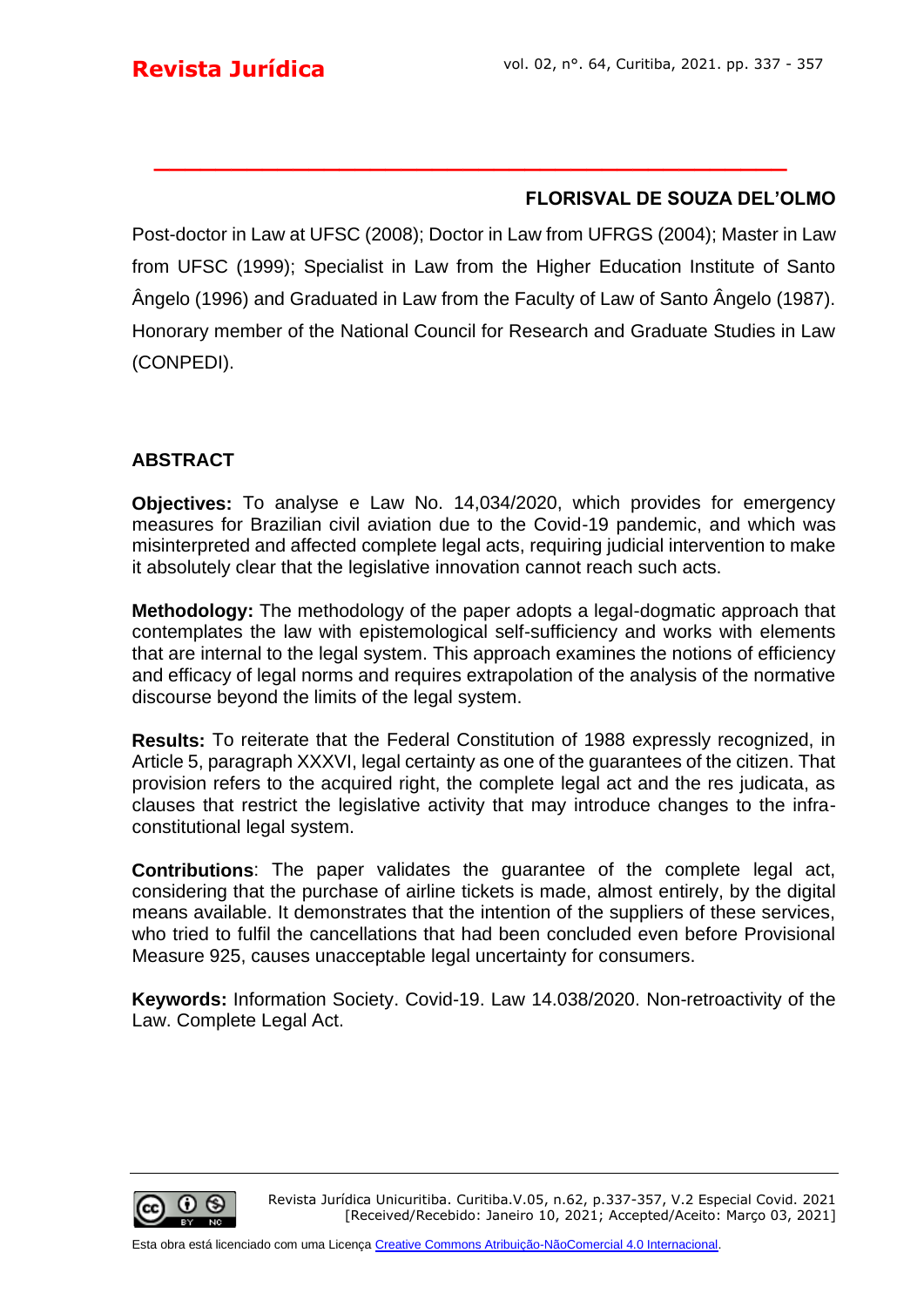**FLORISVAL DE SOUZA DEL'OLMO**

Post-doctor in Law at UFSC (2008); Doctor in Law from UFRGS (2004); Master in Law from UFSC (1999); Specialist in Law from the Higher Education Institute of Santo Ângelo (1996) and Graduated in Law from the Faculty of Law of Santo Ângelo (1987). Honorary member of the National Council for Research and Graduate Studies in Law (CONPEDI).

## ABSTRACT

**Objectives:** To analyse e Law No. 14,034/2020, which provides for emergency measures for Brazilian civil aviation due to the Covid-19 pandemic, and which was misinterpreted and affected complete legal acts, requiring judicial intervention to make it absolutely clear that the legislative innovation cannot reach such acts.

**Methodology:** The methodology of the paper adopts a legal-dogmatic approach that contemplates the law with epistemological self-sufficiency and works with elements that are internal to the legal system. This approach examines the notions of efficiency and efficacy of legal norms and requires extrapolation of the analysis of the normative discourse beyond the limits of the legal system.

**Results:** To reiterate that the Federal Constitution of 1988 expressly recognized, in Article 5, paragraph XXXVI, legal certainty as one of the guarantees of the citizen. That provision refers to the acquired right, the complete legal act and the res judicata, as clauses that restrict the legislative activity that may introduce changes to the infra-constitutional legal system.

**Contributions**: The paper validates the guarantee of the complete legal act, considering that the purchase of airline tickets is made, almost entirely, by the digital means available. It demonstrates that the intention of the suppliers of these services, who tried to fulfil the cancellations that had been concluded even before Provisional Measure 925, causes unacceptable legal uncertainty for consumers.

**Keywords:** Information Society. Covid-19. Law 14.038/2020. Non-retroactivity of the Law. Complete Legal Act.

Revista Jurídica Unicuritiba. Curitiba.V.05, n.62, p.337-357, V.2 Especial Covid. 2021
[Received/Recebido: Janeiro 10, 2021; Accepted/Aceito: Março 03, 2021]

Esta obra está licenciado com uma Licença Creative Commons Atribuição-NãoComercial 4.0 Internacional.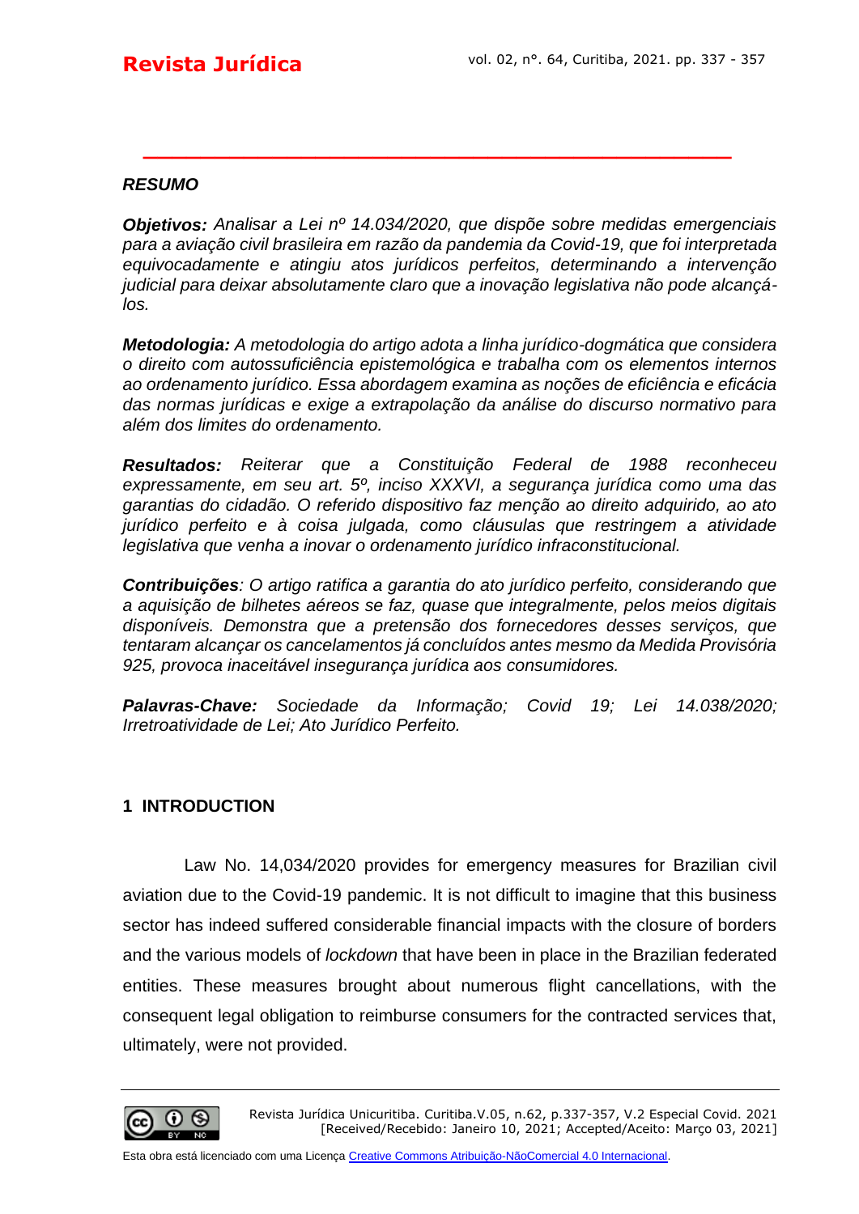## RESUMO

***Objetivos:*** *Analisar a Lei nº 14.034/2020, que dispõe sobre medidas emergenciais para a aviação civil brasileira em razão da pandemia da Covid-19, que foi interpretada equivocadamente e atingiu atos jurídicos perfeitos, determinando a intervenção judicial para deixar absolutamente claro que a inovação legislativa não pode alcançá-los.*

***Metodologia:*** *A metodologia do artigo adota a linha jurídico-dogmática que considera o direito com autossuficiência epistemológica e trabalha com os elementos internos ao ordenamento jurídico. Essa abordagem examina as noções de eficiência e eficácia das normas jurídicas e exige a extrapolação da análise do discurso normativo para além dos limites do ordenamento.*

***Resultados:*** *Reiterar que a Constituição Federal de 1988 reconheceu expressamente, em seu art. 5º, inciso XXXVI, a segurança jurídica como uma das garantias do cidadão. O referido dispositivo faz menção ao direito adquirido, ao ato jurídico perfeito e à coisa julgada, como cláusulas que restringem a atividade legislativa que venha a inovar o ordenamento jurídico infraconstitucional.*

***Contribuições****: O artigo ratifica a garantia do ato jurídico perfeito, considerando que a aquisição de bilhetes aéreos se faz, quase que integralmente, pelos meios digitais disponíveis. Demonstra que a pretensão dos fornecedores desses serviços, que tentaram alcançar os cancelamentos já concluídos antes mesmo da Medida Provisória 925, provoca inaceitável insegurança jurídica aos consumidores.*

***Palavras-Chave:*** *Sociedade da Informação; Covid 19; Lei 14.038/2020; Irretroatividade de Lei; Ato Jurídico Perfeito.*

## 1 INTRODUCTION

Law No. 14,034/2020 provides for emergency measures for Brazilian civil aviation due to the Covid-19 pandemic. It is not difficult to imagine that this business sector has indeed suffered considerable financial impacts with the closure of borders and the various models of *lockdown* that have been in place in the Brazilian federated entities. These measures brought about numerous flight cancellations, with the consequent legal obligation to reimburse consumers for the contracted services that, ultimately, were not provided.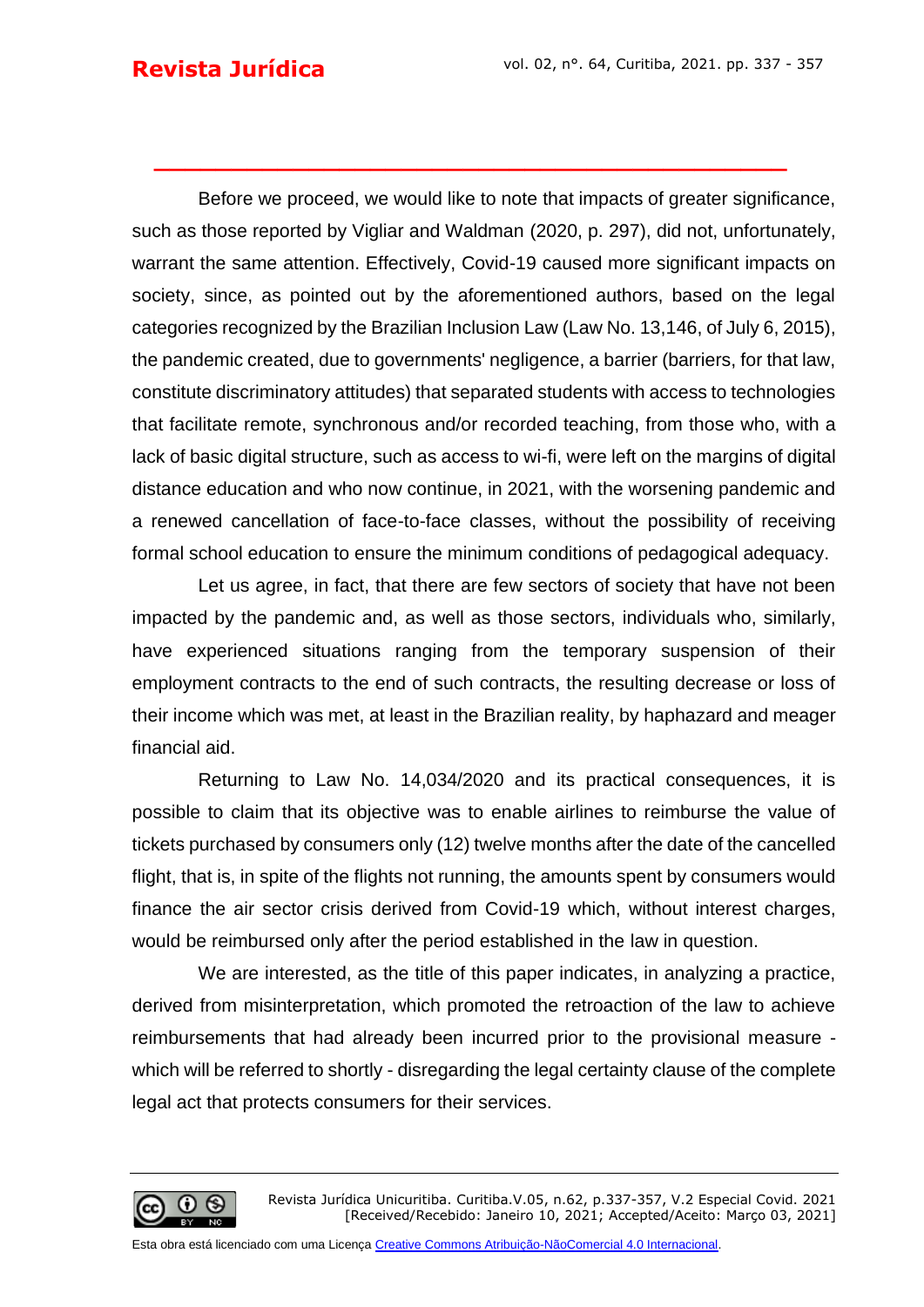Before we proceed, we would like to note that impacts of greater significance, such as those reported by Vigliar and Waldman (2020, p. 297), did not, unfortunately, warrant the same attention. Effectively, Covid-19 caused more significant impacts on society, since, as pointed out by the aforementioned authors, based on the legal categories recognized by the Brazilian Inclusion Law (Law No. 13,146, of July 6, 2015), the pandemic created, due to governments' negligence, a barrier (barriers, for that law, constitute discriminatory attitudes) that separated students with access to technologies that facilitate remote, synchronous and/or recorded teaching, from those who, with a lack of basic digital structure, such as access to wi-fi, were left on the margins of digital distance education and who now continue, in 2021, with the worsening pandemic and a renewed cancellation of face-to-face classes, without the possibility of receiving formal school education to ensure the minimum conditions of pedagogical adequacy.

Let us agree, in fact, that there are few sectors of society that have not been impacted by the pandemic and, as well as those sectors, individuals who, similarly, have experienced situations ranging from the temporary suspension of their employment contracts to the end of such contracts, the resulting decrease or loss of their income which was met, at least in the Brazilian reality, by haphazard and meager financial aid.

Returning to Law No. 14,034/2020 and its practical consequences, it is possible to claim that its objective was to enable airlines to reimburse the value of tickets purchased by consumers only (12) twelve months after the date of the cancelled flight, that is, in spite of the flights not running, the amounts spent by consumers would finance the air sector crisis derived from Covid-19 which, without interest charges, would be reimbursed only after the period established in the law in question.

We are interested, as the title of this paper indicates, in analyzing a practice, derived from misinterpretation, which promoted the retroaction of the law to achieve reimbursements that had already been incurred prior to the provisional measure - which will be referred to shortly - disregarding the legal certainty clause of the complete legal act that protects consumers for their services.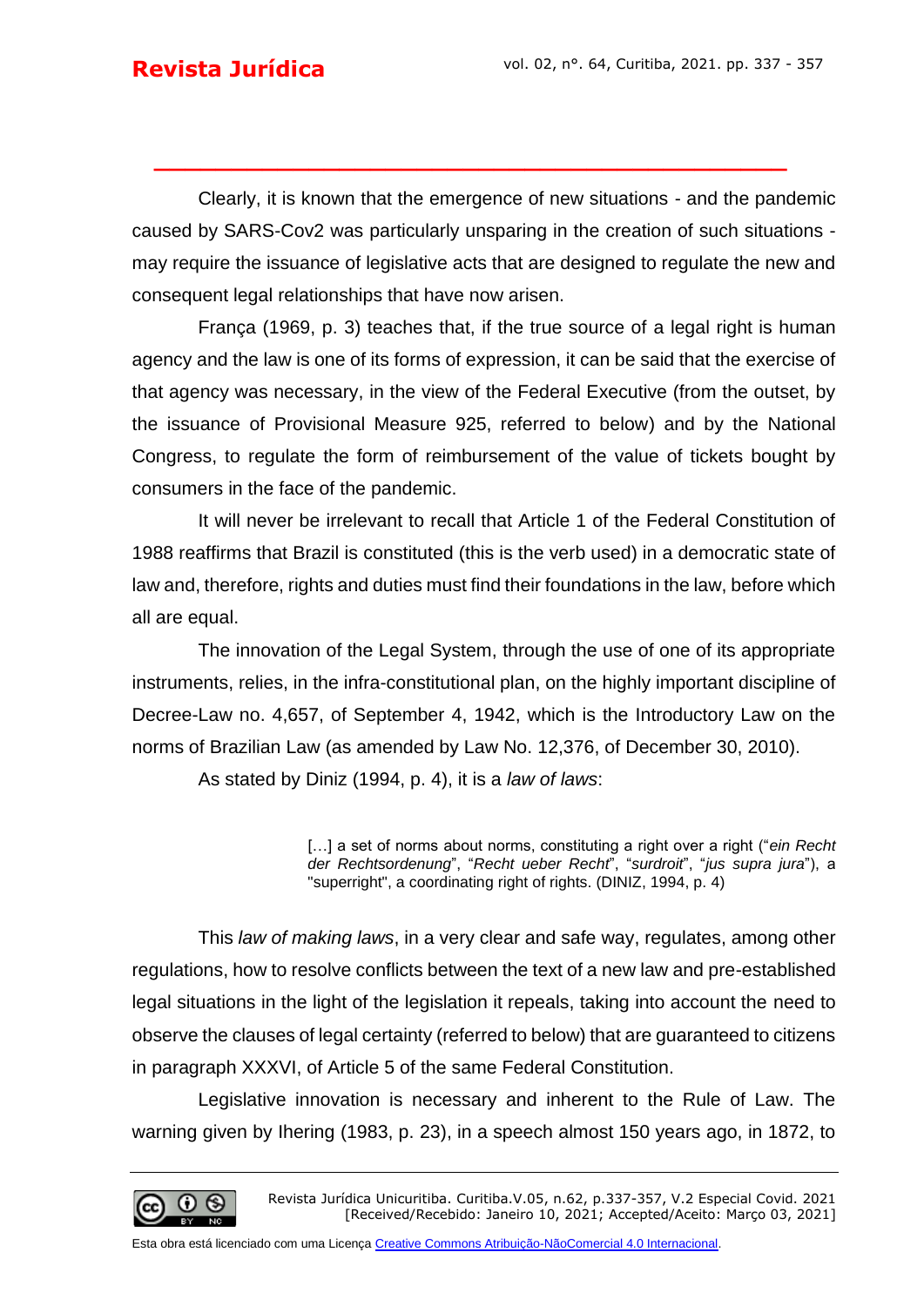Clearly, it is known that the emergence of new situations - and the pandemic caused by SARS-Cov2 was particularly unsparing in the creation of such situations - may require the issuance of legislative acts that are designed to regulate the new and consequent legal relationships that have now arisen.

França (1969, p. 3) teaches that, if the true source of a legal right is human agency and the law is one of its forms of expression, it can be said that the exercise of that agency was necessary, in the view of the Federal Executive (from the outset, by the issuance of Provisional Measure 925, referred to below) and by the National Congress, to regulate the form of reimbursement of the value of tickets bought by consumers in the face of the pandemic.

It will never be irrelevant to recall that Article 1 of the Federal Constitution of 1988 reaffirms that Brazil is constituted (this is the verb used) in a democratic state of law and, therefore, rights and duties must find their foundations in the law, before which all are equal.

The innovation of the Legal System, through the use of one of its appropriate instruments, relies, in the infra-constitutional plan, on the highly important discipline of Decree-Law no. 4,657, of September 4, 1942, which is the Introductory Law on the norms of Brazilian Law (as amended by Law No. 12,376, of December 30, 2010).

As stated by Diniz (1994, p. 4), it is a *law of laws*:

> […] a set of norms about norms, constituting a right over a right ("*ein Recht der Rechtsordenung*", "*Recht ueber Recht*", "*surdroit*", "*jus supra jura*"), a "superright", a coordinating right of rights. (DINIZ, 1994, p. 4)

This *law of making laws*, in a very clear and safe way, regulates, among other regulations, how to resolve conflicts between the text of a new law and pre-established legal situations in the light of the legislation it repeals, taking into account the need to observe the clauses of legal certainty (referred to below) that are guaranteed to citizens in paragraph XXXVI, of Article 5 of the same Federal Constitution.

Legislative innovation is necessary and inherent to the Rule of Law. The warning given by Ihering (1983, p. 23), in a speech almost 150 years ago, in 1872, to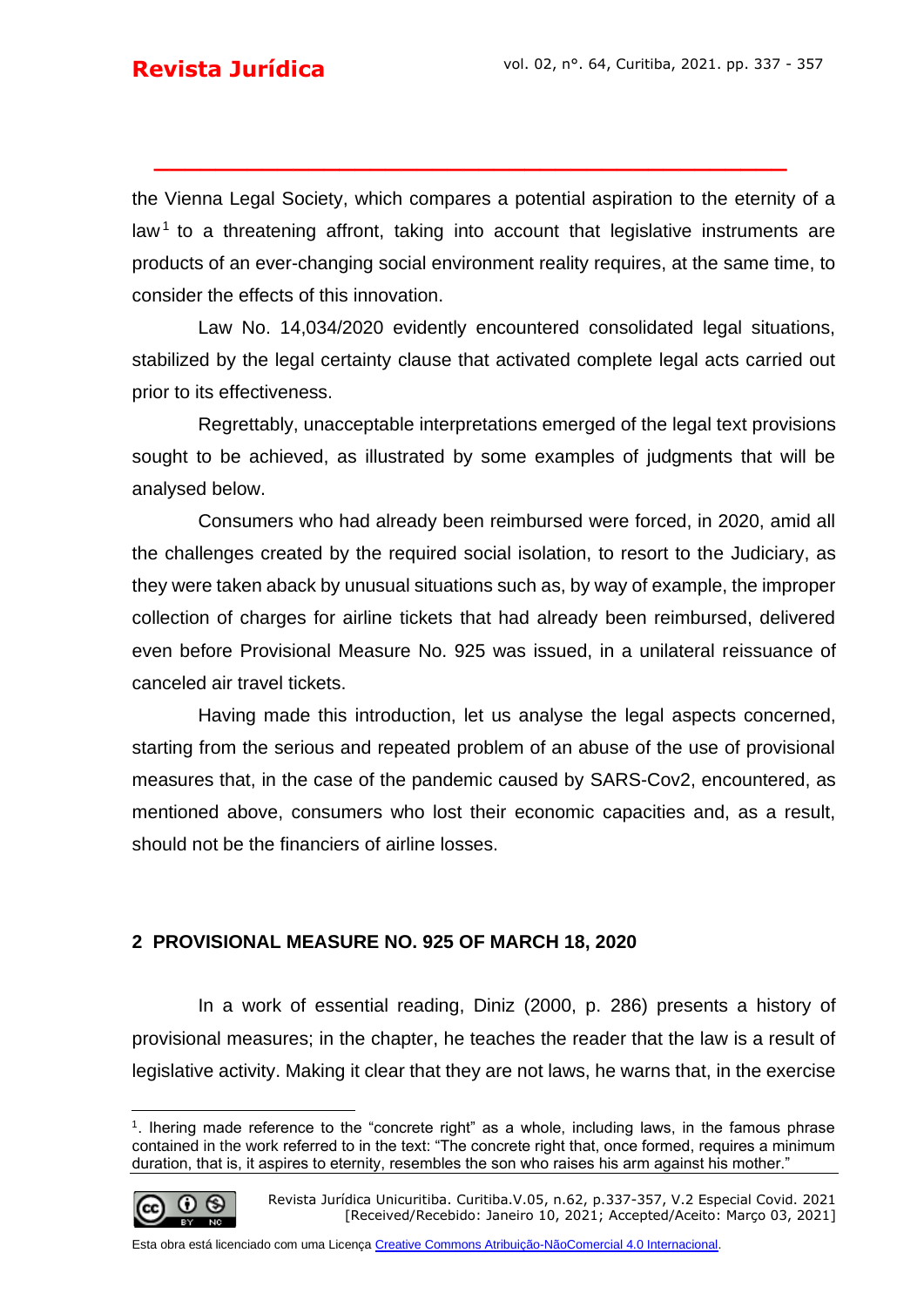the Vienna Legal Society, which compares a potential aspiration to the eternity of a law[1] to a threatening affront, taking into account that legislative instruments are products of an ever-changing social environment reality requires, at the same time, to consider the effects of this innovation.

Law No. 14,034/2020 evidently encountered consolidated legal situations, stabilized by the legal certainty clause that activated complete legal acts carried out prior to its effectiveness.

Regrettably, unacceptable interpretations emerged of the legal text provisions sought to be achieved, as illustrated by some examples of judgments that will be analysed below.

Consumers who had already been reimbursed were forced, in 2020, amid all the challenges created by the required social isolation, to resort to the Judiciary, as they were taken aback by unusual situations such as, by way of example, the improper collection of charges for airline tickets that had already been reimbursed, delivered even before Provisional Measure No. 925 was issued, in a unilateral reissuance of canceled air travel tickets.

Having made this introduction, let us analyse the legal aspects concerned, starting from the serious and repeated problem of an abuse of the use of provisional measures that, in the case of the pandemic caused by SARS-Cov2, encountered, as mentioned above, consumers who lost their economic capacities and, as a result, should not be the financiers of airline losses.

## 2 PROVISIONAL MEASURE NO. 925 OF MARCH 18, 2020

In a work of essential reading, Diniz (2000, p. 286) presents a history of provisional measures; in the chapter, he teaches the reader that the law is a result of legislative activity. Making it clear that they are not laws, he warns that, in the exercise

---

[1]. Ihering made reference to the "concrete right" as a whole, including laws, in the famous phrase contained in the work referred to in the text: "The concrete right that, once formed, requires a minimum duration, that is, it aspires to eternity, resembles the son who raises his arm against his mother."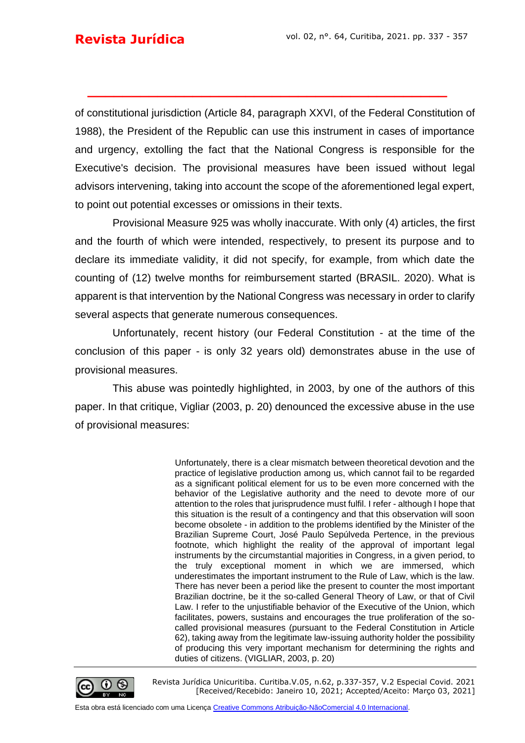of constitutional jurisdiction (Article 84, paragraph XXVI, of the Federal Constitution of 1988), the President of the Republic can use this instrument in cases of importance and urgency, extolling the fact that the National Congress is responsible for the Executive's decision. The provisional measures have been issued without legal advisors intervening, taking into account the scope of the aforementioned legal expert, to point out potential excesses or omissions in their texts.

Provisional Measure 925 was wholly inaccurate. With only (4) articles, the first and the fourth of which were intended, respectively, to present its purpose and to declare its immediate validity, it did not specify, for example, from which date the counting of (12) twelve months for reimbursement started (BRASIL. 2020). What is apparent is that intervention by the National Congress was necessary in order to clarify several aspects that generate numerous consequences.

Unfortunately, recent history (our Federal Constitution - at the time of the conclusion of this paper - is only 32 years old) demonstrates abuse in the use of provisional measures.

This abuse was pointedly highlighted, in 2003, by one of the authors of this paper. In that critique, Vigliar (2003, p. 20) denounced the excessive abuse in the use of provisional measures:

> Unfortunately, there is a clear mismatch between theoretical devotion and the practice of legislative production among us, which cannot fail to be regarded as a significant political element for us to be even more concerned with the behavior of the Legislative authority and the need to devote more of our attention to the roles that jurisprudence must fulfil. I refer - although I hope that this situation is the result of a contingency and that this observation will soon become obsolete - in addition to the problems identified by the Minister of the Brazilian Supreme Court, José Paulo Sepúlveda Pertence, in the previous footnote, which highlight the reality of the approval of important legal instruments by the circumstantial majorities in Congress, in a given period, to the truly exceptional moment in which we are immersed, which underestimates the important instrument to the Rule of Law, which is the law. There has never been a period like the present to counter the most important Brazilian doctrine, be it the so-called General Theory of Law, or that of Civil Law. I refer to the unjustifiable behavior of the Executive of the Union, which facilitates, powers, sustains and encourages the true proliferation of the so-called provisional measures (pursuant to the Federal Constitution in Article 62), taking away from the legitimate law-issuing authority holder the possibility of producing this very important mechanism for determining the rights and duties of citizens. (VIGLIAR, 2003, p. 20)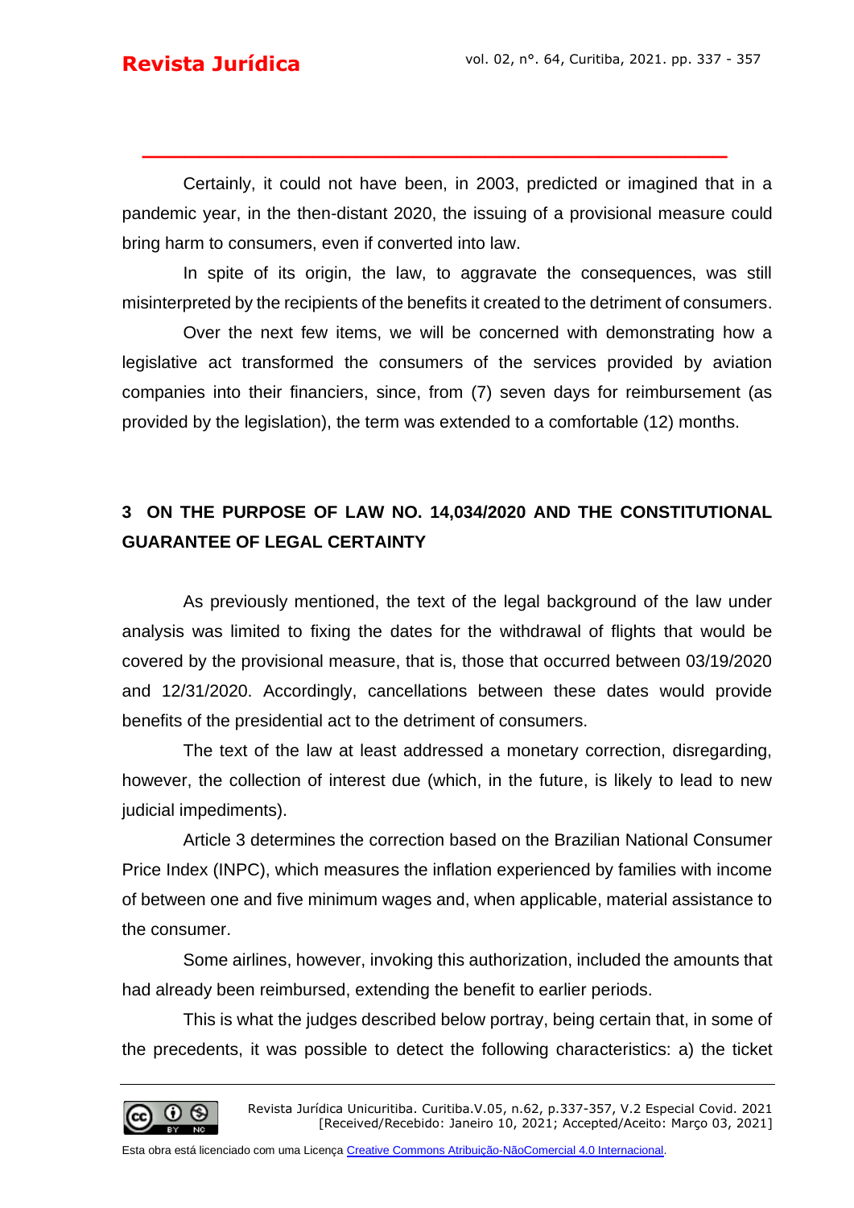Certainly, it could not have been, in 2003, predicted or imagined that in a pandemic year, in the then-distant 2020, the issuing of a provisional measure could bring harm to consumers, even if converted into law.

In spite of its origin, the law, to aggravate the consequences, was still misinterpreted by the recipients of the benefits it created to the detriment of consumers.

Over the next few items, we will be concerned with demonstrating how a legislative act transformed the consumers of the services provided by aviation companies into their financiers, since, from (7) seven days for reimbursement (as provided by the legislation), the term was extended to a comfortable (12) months.

## 3 ON THE PURPOSE OF LAW NO. 14,034/2020 AND THE CONSTITUTIONAL GUARANTEE OF LEGAL CERTAINTY

As previously mentioned, the text of the legal background of the law under analysis was limited to fixing the dates for the withdrawal of flights that would be covered by the provisional measure, that is, those that occurred between 03/19/2020 and 12/31/2020. Accordingly, cancellations between these dates would provide benefits of the presidential act to the detriment of consumers.

The text of the law at least addressed a monetary correction, disregarding, however, the collection of interest due (which, in the future, is likely to lead to new judicial impediments).

Article 3 determines the correction based on the Brazilian National Consumer Price Index (INPC), which measures the inflation experienced by families with income of between one and five minimum wages and, when applicable, material assistance to the consumer.

Some airlines, however, invoking this authorization, included the amounts that had already been reimbursed, extending the benefit to earlier periods.

This is what the judges described below portray, being certain that, in some of the precedents, it was possible to detect the following characteristics: a) the ticket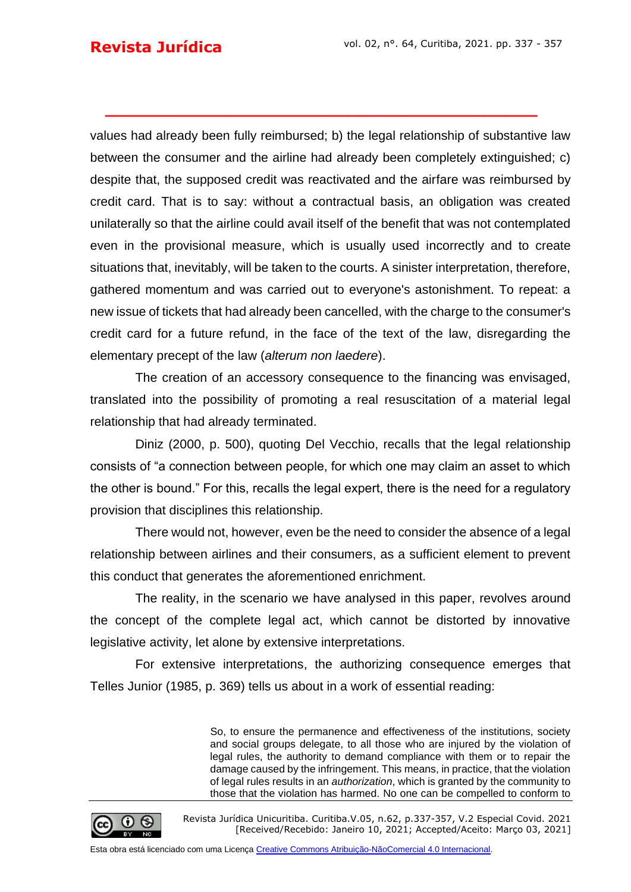values had already been fully reimbursed; b) the legal relationship of substantive law between the consumer and the airline had already been completely extinguished; c) despite that, the supposed credit was reactivated and the airfare was reimbursed by credit card. That is to say: without a contractual basis, an obligation was created unilaterally so that the airline could avail itself of the benefit that was not contemplated even in the provisional measure, which is usually used incorrectly and to create situations that, inevitably, will be taken to the courts. A sinister interpretation, therefore, gathered momentum and was carried out to everyone's astonishment. To repeat: a new issue of tickets that had already been cancelled, with the charge to the consumer's credit card for a future refund, in the face of the text of the law, disregarding the elementary precept of the law (*alterum non laedere*).

The creation of an accessory consequence to the financing was envisaged, translated into the possibility of promoting a real resuscitation of a material legal relationship that had already terminated.

Diniz (2000, p. 500), quoting Del Vecchio, recalls that the legal relationship consists of "a connection between people, for which one may claim an asset to which the other is bound." For this, recalls the legal expert, there is the need for a regulatory provision that disciplines this relationship.

There would not, however, even be the need to consider the absence of a legal relationship between airlines and their consumers, as a sufficient element to prevent this conduct that generates the aforementioned enrichment.

The reality, in the scenario we have analysed in this paper, revolves around the concept of the complete legal act, which cannot be distorted by innovative legislative activity, let alone by extensive interpretations.

For extensive interpretations, the authorizing consequence emerges that Telles Junior (1985, p. 369) tells us about in a work of essential reading:

> So, to ensure the permanence and effectiveness of the institutions, society and social groups delegate, to all those who are injured by the violation of legal rules, the authority to demand compliance with them or to repair the damage caused by the infringement. This means, in practice, that the violation of legal rules results in an *authorization*, which is granted by the community to those that the violation has harmed. No one can be compelled to conform to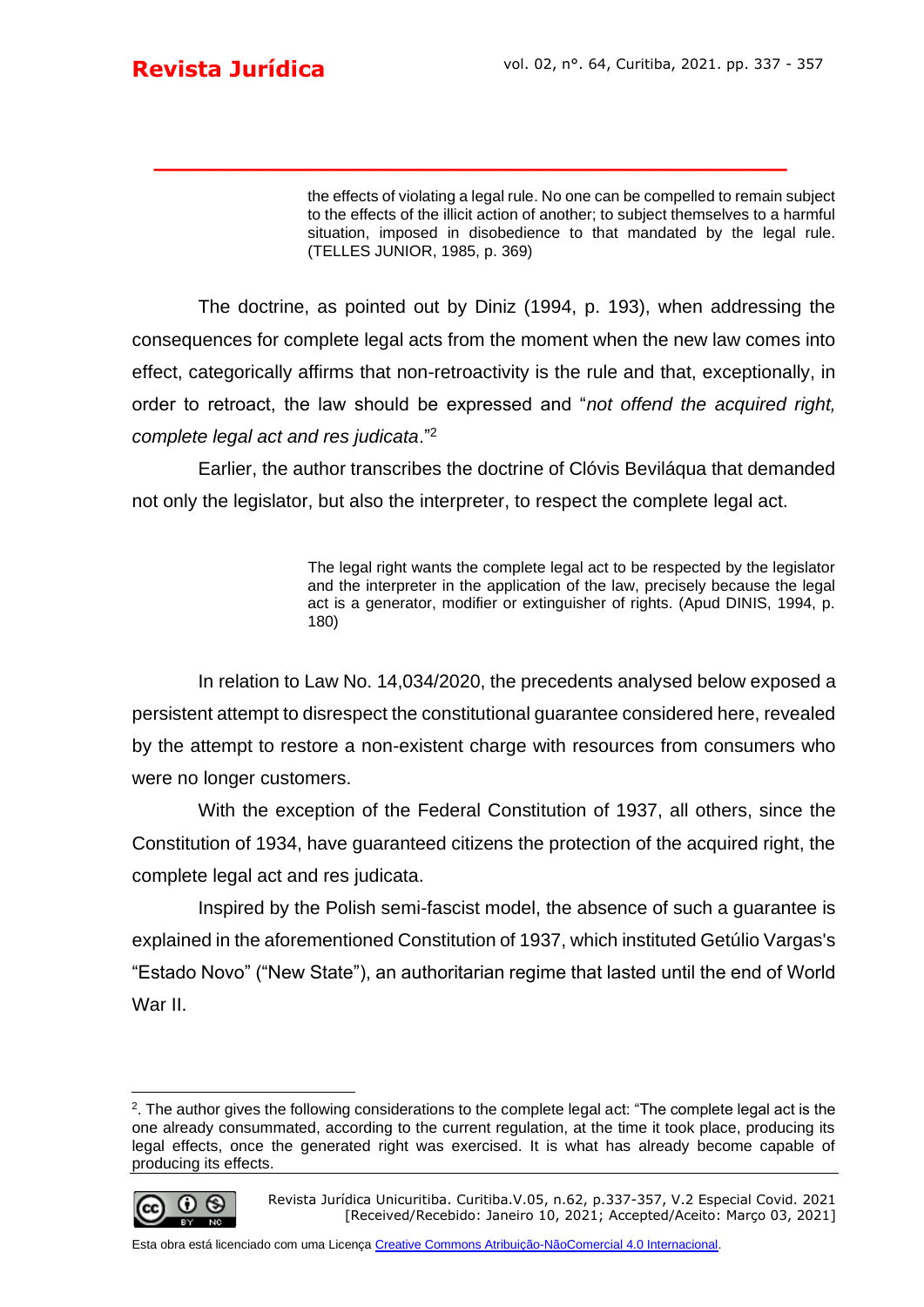> the effects of violating a legal rule. No one can be compelled to remain subject to the effects of the illicit action of another; to subject themselves to a harmful situation, imposed in disobedience to that mandated by the legal rule. (TELLES JUNIOR, 1985, p. 369)

The doctrine, as pointed out by Diniz (1994, p. 193), when addressing the consequences for complete legal acts from the moment when the new law comes into effect, categorically affirms that non-retroactivity is the rule and that, exceptionally, in order to retroact, the law should be expressed and "*not offend the acquired right, complete legal act and res judicata*."[2]

Earlier, the author transcribes the doctrine of Clóvis Beviláqua that demanded not only the legislator, but also the interpreter, to respect the complete legal act.

> The legal right wants the complete legal act to be respected by the legislator and the interpreter in the application of the law, precisely because the legal act is a generator, modifier or extinguisher of rights. (Apud DINIS, 1994, p. 180)

In relation to Law No. 14,034/2020, the precedents analysed below exposed a persistent attempt to disrespect the constitutional guarantee considered here, revealed by the attempt to restore a non-existent charge with resources from consumers who were no longer customers.

With the exception of the Federal Constitution of 1937, all others, since the Constitution of 1934, have guaranteed citizens the protection of the acquired right, the complete legal act and res judicata.

Inspired by the Polish semi-fascist model, the absence of such a guarantee is explained in the aforementioned Constitution of 1937, which instituted Getúlio Vargas's "Estado Novo" ("New State"), an authoritarian regime that lasted until the end of World War II.

---

[2]. The author gives the following considerations to the complete legal act: "The complete legal act is the one already consummated, according to the current regulation, at the time it took place, producing its legal effects, once the generated right was exercised. It is what has already become capable of producing its effects.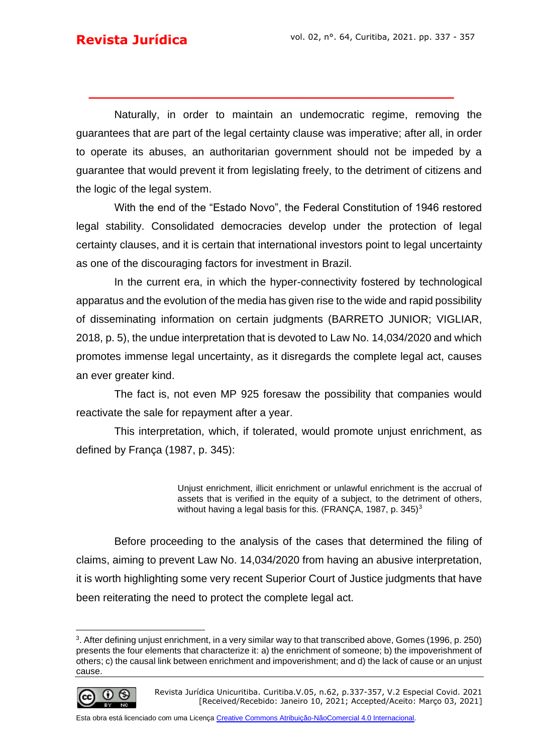Naturally, in order to maintain an undemocratic regime, removing the guarantees that are part of the legal certainty clause was imperative; after all, in order to operate its abuses, an authoritarian government should not be impeded by a guarantee that would prevent it from legislating freely, to the detriment of citizens and the logic of the legal system.

With the end of the "Estado Novo", the Federal Constitution of 1946 restored legal stability. Consolidated democracies develop under the protection of legal certainty clauses, and it is certain that international investors point to legal uncertainty as one of the discouraging factors for investment in Brazil.

In the current era, in which the hyper-connectivity fostered by technological apparatus and the evolution of the media has given rise to the wide and rapid possibility of disseminating information on certain judgments (BARRETO JUNIOR; VIGLIAR, 2018, p. 5), the undue interpretation that is devoted to Law No. 14,034/2020 and which promotes immense legal uncertainty, as it disregards the complete legal act, causes an ever greater kind.

The fact is, not even MP 925 foresaw the possibility that companies would reactivate the sale for repayment after a year.

This interpretation, which, if tolerated, would promote unjust enrichment, as defined by França (1987, p. 345):

> Unjust enrichment, illicit enrichment or unlawful enrichment is the accrual of assets that is verified in the equity of a subject, to the detriment of others, without having a legal basis for this. (FRANÇA, 1987, p. 345)[3]

Before proceeding to the analysis of the cases that determined the filing of claims, aiming to prevent Law No. 14,034/2020 from having an abusive interpretation, it is worth highlighting some very recent Superior Court of Justice judgments that have been reiterating the need to protect the complete legal act.

---

[3]. After defining unjust enrichment, in a very similar way to that transcribed above, Gomes (1996, p. 250) presents the four elements that characterize it: a) the enrichment of someone; b) the impoverishment of others; c) the causal link between enrichment and impoverishment; and d) the lack of cause or an unjust cause.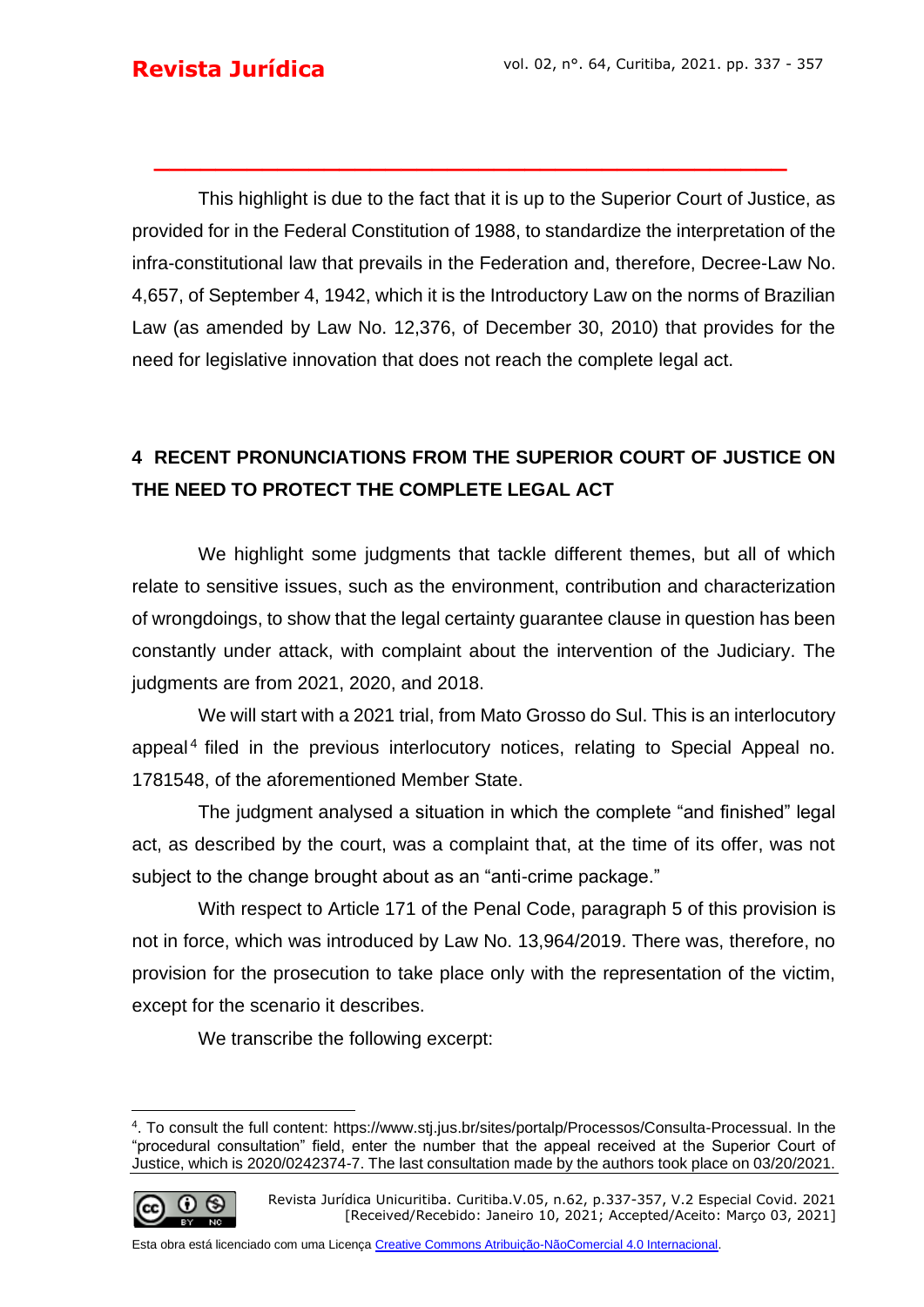This highlight is due to the fact that it is up to the Superior Court of Justice, as provided for in the Federal Constitution of 1988, to standardize the interpretation of the infra-constitutional law that prevails in the Federation and, therefore, Decree-Law No. 4,657, of September 4, 1942, which it is the Introductory Law on the norms of Brazilian Law (as amended by Law No. 12,376, of December 30, 2010) that provides for the need for legislative innovation that does not reach the complete legal act.

## 4 RECENT PRONUNCIATIONS FROM THE SUPERIOR COURT OF JUSTICE ON THE NEED TO PROTECT THE COMPLETE LEGAL ACT

We highlight some judgments that tackle different themes, but all of which relate to sensitive issues, such as the environment, contribution and characterization of wrongdoings, to show that the legal certainty guarantee clause in question has been constantly under attack, with complaint about the intervention of the Judiciary. The judgments are from 2021, 2020, and 2018.

We will start with a 2021 trial, from Mato Grosso do Sul. This is an interlocutory appeal[4] filed in the previous interlocutory notices, relating to Special Appeal no. 1781548, of the aforementioned Member State.

The judgment analysed a situation in which the complete "and finished" legal act, as described by the court, was a complaint that, at the time of its offer, was not subject to the change brought about as an "anti-crime package."

With respect to Article 171 of the Penal Code, paragraph 5 of this provision is not in force, which was introduced by Law No. 13,964/2019. There was, therefore, no provision for the prosecution to take place only with the representation of the victim, except for the scenario it describes.

We transcribe the following excerpt:

---

[4]. To consult the full content: https://www.stj.jus.br/sites/portalp/Processos/Consulta-Processual. In the "procedural consultation" field, enter the number that the appeal received at the Superior Court of Justice, which is 2020/0242374-7. The last consultation made by the authors took place on 03/20/2021.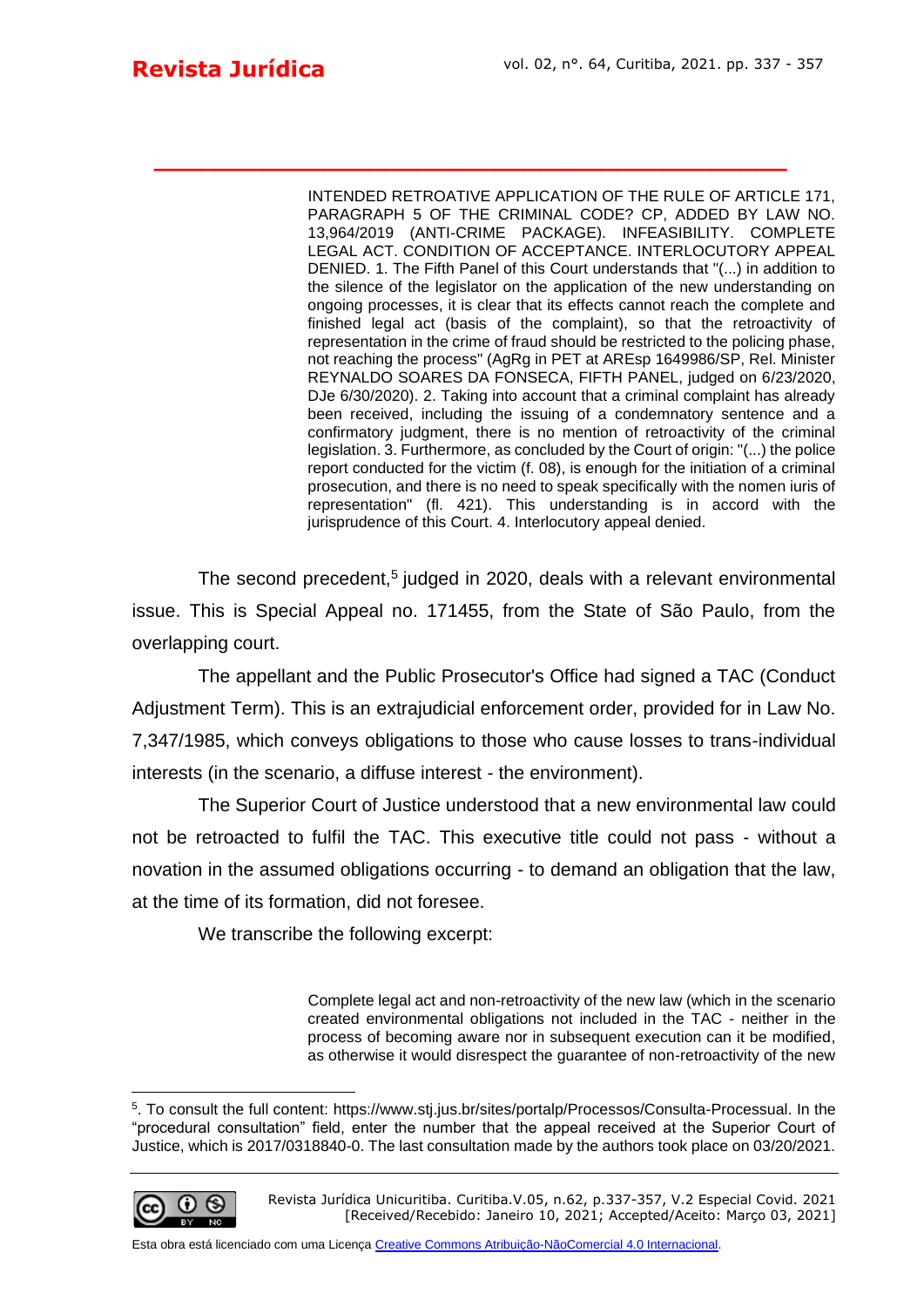> INTENDED RETROATIVE APPLICATION OF THE RULE OF ARTICLE 171, PARAGRAPH 5 OF THE CRIMINAL CODE? CP, ADDED BY LAW NO. 13,964/2019 (ANTI-CRIME PACKAGE). INFEASIBILITY. COMPLETE LEGAL ACT. CONDITION OF ACCEPTANCE. INTERLOCUTORY APPEAL DENIED. 1. The Fifth Panel of this Court understands that "(...) in addition to the silence of the legislator on the application of the new understanding on ongoing processes, it is clear that its effects cannot reach the complete and finished legal act (basis of the complaint), so that the retroactivity of representation in the crime of fraud should be restricted to the policing phase, not reaching the process" (AgRg in PET at AREsp 1649986/SP, Rel. Minister REYNALDO SOARES DA FONSECA, FIFTH PANEL, judged on 6/23/2020, DJe 6/30/2020). 2. Taking into account that a criminal complaint has already been received, including the issuing of a condemnatory sentence and a confirmatory judgment, there is no mention of retroactivity of the criminal legislation. 3. Furthermore, as concluded by the Court of origin: "(...) the police report conducted for the victim (f. 08), is enough for the initiation of a criminal prosecution, and there is no need to speak specifically with the nomen iuris of representation" (fl. 421). This understanding is in accord with the jurisprudence of this Court. 4. Interlocutory appeal denied.

The second precedent,[5] judged in 2020, deals with a relevant environmental issue. This is Special Appeal no. 171455, from the State of São Paulo, from the overlapping court.

The appellant and the Public Prosecutor's Office had signed a TAC (Conduct Adjustment Term). This is an extrajudicial enforcement order, provided for in Law No. 7,347/1985, which conveys obligations to those who cause losses to trans-individual interests (in the scenario, a diffuse interest - the environment).

The Superior Court of Justice understood that a new environmental law could not be retroacted to fulfil the TAC. This executive title could not pass - without a novation in the assumed obligations occurring - to demand an obligation that the law, at the time of its formation, did not foresee.

We transcribe the following excerpt:

> Complete legal act and non-retroactivity of the new law (which in the scenario created environmental obligations not included in the TAC - neither in the process of becoming aware nor in subsequent execution can it be modified, as otherwise it would disrespect the guarantee of non-retroactivity of the new

---

[5]. To consult the full content: https://www.stj.jus.br/sites/portalp/Processos/Consulta-Processual. In the "procedural consultation" field, enter the number that the appeal received at the Superior Court of Justice, which is 2017/0318840-0. The last consultation made by the authors took place on 03/20/2021.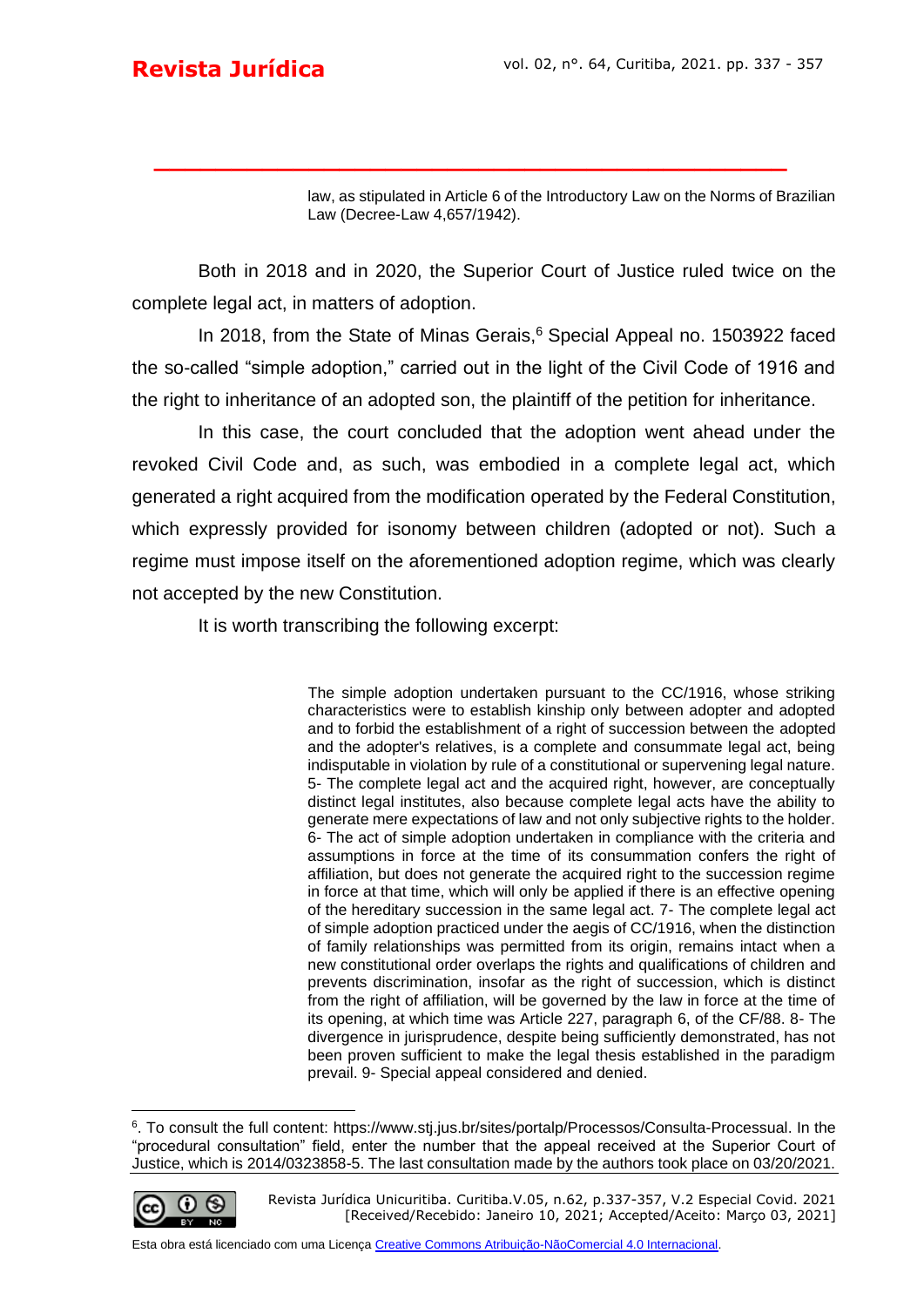> law, as stipulated in Article 6 of the Introductory Law on the Norms of Brazilian Law (Decree-Law 4,657/1942).

Both in 2018 and in 2020, the Superior Court of Justice ruled twice on the complete legal act, in matters of adoption.

In 2018, from the State of Minas Gerais,[6] Special Appeal no. 1503922 faced the so-called "simple adoption," carried out in the light of the Civil Code of 1916 and the right to inheritance of an adopted son, the plaintiff of the petition for inheritance.

In this case, the court concluded that the adoption went ahead under the revoked Civil Code and, as such, was embodied in a complete legal act, which generated a right acquired from the modification operated by the Federal Constitution, which expressly provided for isonomy between children (adopted or not). Such a regime must impose itself on the aforementioned adoption regime, which was clearly not accepted by the new Constitution.

It is worth transcribing the following excerpt:

> The simple adoption undertaken pursuant to the CC/1916, whose striking characteristics were to establish kinship only between adopter and adopted and to forbid the establishment of a right of succession between the adopted and the adopter's relatives, is a complete and consummate legal act, being indisputable in violation by rule of a constitutional or supervening legal nature. 5- The complete legal act and the acquired right, however, are conceptually distinct legal institutes, also because complete legal acts have the ability to generate mere expectations of law and not only subjective rights to the holder. 6- The act of simple adoption undertaken in compliance with the criteria and assumptions in force at the time of its consummation confers the right of affiliation, but does not generate the acquired right to the succession regime in force at that time, which will only be applied if there is an effective opening of the hereditary succession in the same legal act. 7- The complete legal act of simple adoption practiced under the aegis of CC/1916, when the distinction of family relationships was permitted from its origin, remains intact when a new constitutional order overlaps the rights and qualifications of children and prevents discrimination, insofar as the right of succession, which is distinct from the right of affiliation, will be governed by the law in force at the time of its opening, at which time was Article 227, paragraph 6, of the CF/88. 8- The divergence in jurisprudence, despite being sufficiently demonstrated, has not been proven sufficient to make the legal thesis established in the paradigm prevail. 9- Special appeal considered and denied.

---

[6]. To consult the full content: https://www.stj.jus.br/sites/portalp/Processos/Consulta-Processual. In the "procedural consultation" field, enter the number that the appeal received at the Superior Court of Justice, which is 2014/0323858-5. The last consultation made by the authors took place on 03/20/2021.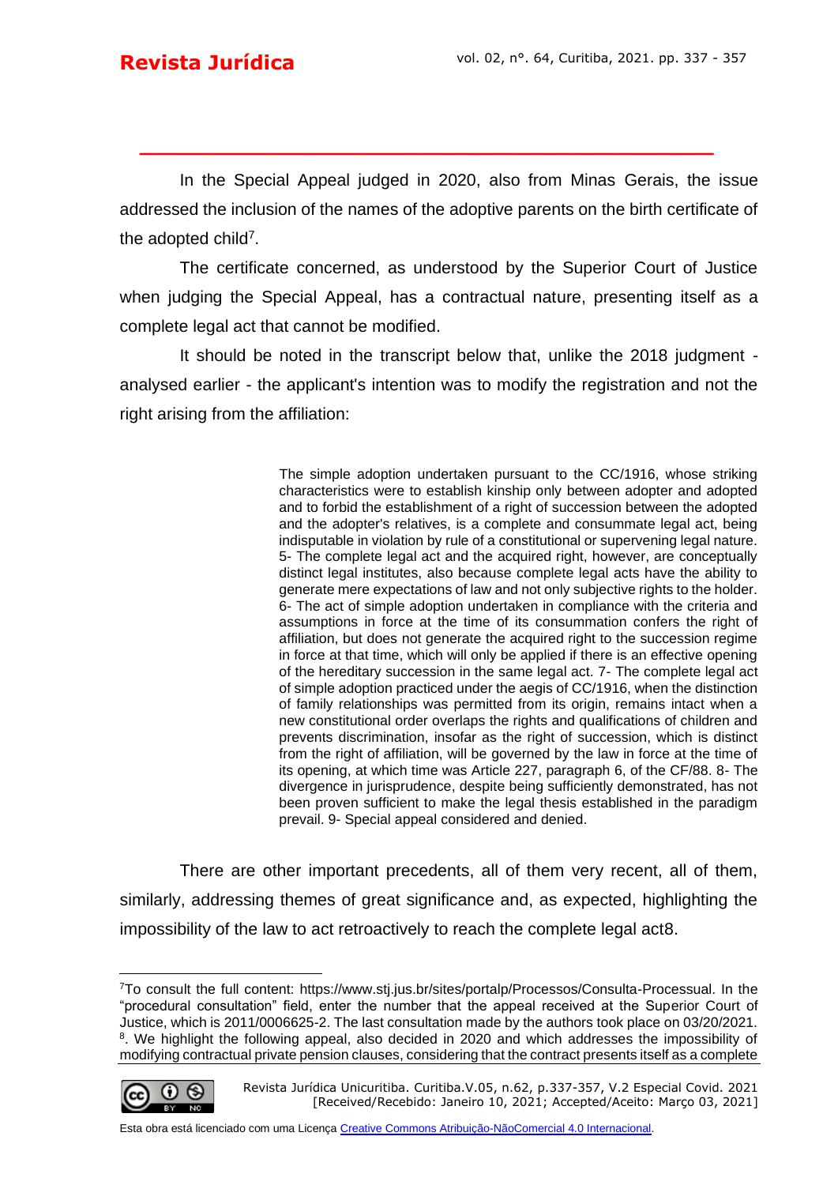In the Special Appeal judged in 2020, also from Minas Gerais, the issue addressed the inclusion of the names of the adoptive parents on the birth certificate of the adopted child[7].

The certificate concerned, as understood by the Superior Court of Justice when judging the Special Appeal, has a contractual nature, presenting itself as a complete legal act that cannot be modified.

It should be noted in the transcript below that, unlike the 2018 judgment - analysed earlier - the applicant's intention was to modify the registration and not the right arising from the affiliation:

> The simple adoption undertaken pursuant to the CC/1916, whose striking characteristics were to establish kinship only between adopter and adopted and to forbid the establishment of a right of succession between the adopted and the adopter's relatives, is a complete and consummate legal act, being indisputable in violation by rule of a constitutional or supervening legal nature. 5- The complete legal act and the acquired right, however, are conceptually distinct legal institutes, also because complete legal acts have the ability to generate mere expectations of law and not only subjective rights to the holder. 6- The act of simple adoption undertaken in compliance with the criteria and assumptions in force at the time of its consummation confers the right of affiliation, but does not generate the acquired right to the succession regime in force at that time, which will only be applied if there is an effective opening of the hereditary succession in the same legal act. 7- The complete legal act of simple adoption practiced under the aegis of CC/1916, when the distinction of family relationships was permitted from its origin, remains intact when a new constitutional order overlaps the rights and qualifications of children and prevents discrimination, insofar as the right of succession, which is distinct from the right of affiliation, will be governed by the law in force at the time of its opening, at which time was Article 227, paragraph 6, of the CF/88. 8- The divergence in jurisprudence, despite being sufficiently demonstrated, has not been proven sufficient to make the legal thesis established in the paradigm prevail. 9- Special appeal considered and denied.

There are other important precedents, all of them very recent, all of them, similarly, addressing themes of great significance and, as expected, highlighting the impossibility of the law to act retroactively to reach the complete legal act8.

---

[7]To consult the full content: https://www.stj.jus.br/sites/portalp/Processos/Consulta-Processual. In the "procedural consultation" field, enter the number that the appeal received at the Superior Court of Justice, which is 2011/0006625-2. The last consultation made by the authors took place on 03/20/2021.

[8]. We highlight the following appeal, also decided in 2020 and which addresses the impossibility of modifying contractual private pension clauses, considering that the contract presents itself as a complete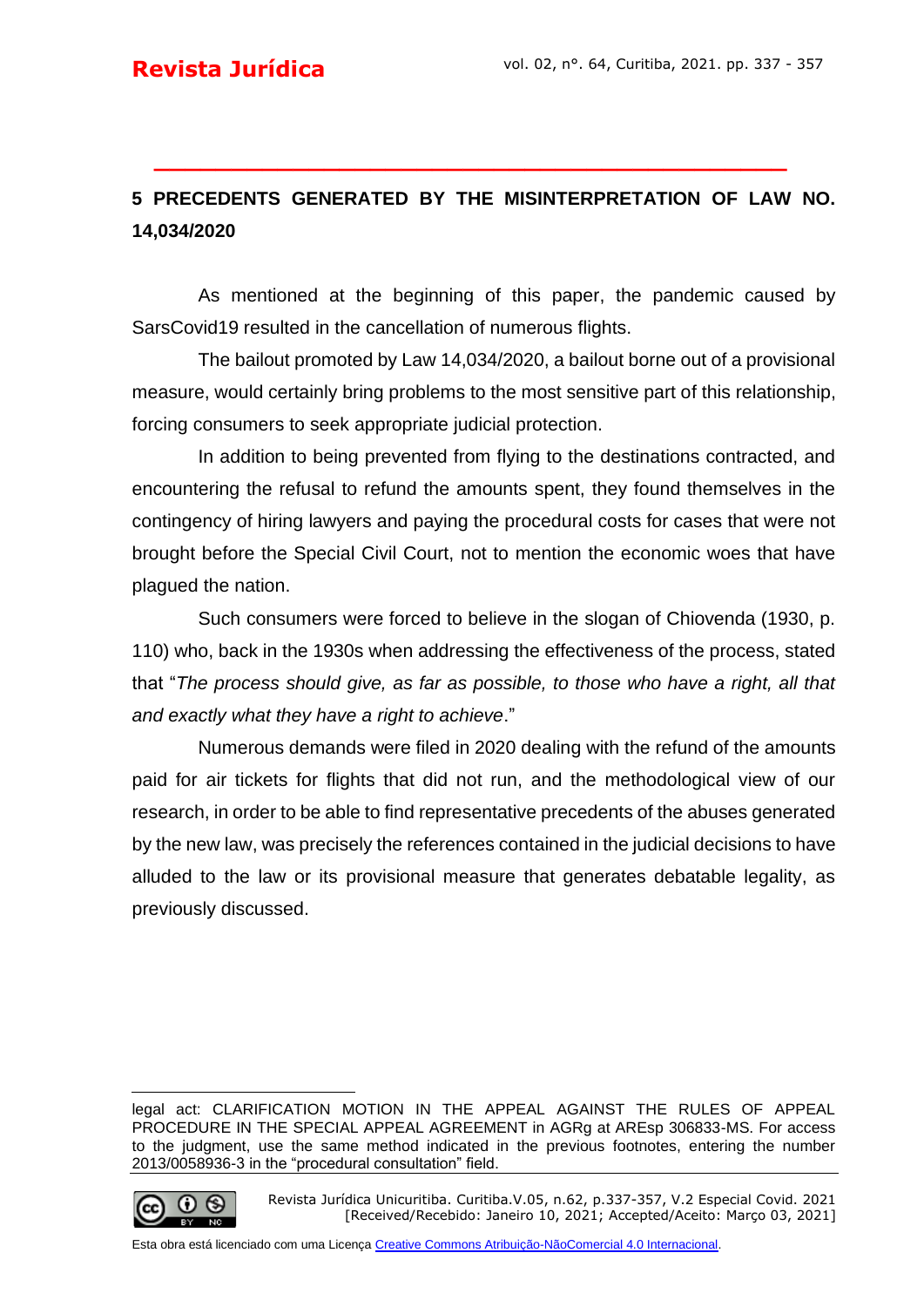## 5 PRECEDENTS GENERATED BY THE MISINTERPRETATION OF LAW NO. 14,034/2020

As mentioned at the beginning of this paper, the pandemic caused by SarsCovid19 resulted in the cancellation of numerous flights.

The bailout promoted by Law 14,034/2020, a bailout borne out of a provisional measure, would certainly bring problems to the most sensitive part of this relationship, forcing consumers to seek appropriate judicial protection.

In addition to being prevented from flying to the destinations contracted, and encountering the refusal to refund the amounts spent, they found themselves in the contingency of hiring lawyers and paying the procedural costs for cases that were not brought before the Special Civil Court, not to mention the economic woes that have plagued the nation.

Such consumers were forced to believe in the slogan of Chiovenda (1930, p. 110) who, back in the 1930s when addressing the effectiveness of the process, stated that "*The process should give, as far as possible, to those who have a right, all that and exactly what they have a right to achieve*."

Numerous demands were filed in 2020 dealing with the refund of the amounts paid for air tickets for flights that did not run, and the methodological view of our research, in order to be able to find representative precedents of the abuses generated by the new law, was precisely the references contained in the judicial decisions to have alluded to the law or its provisional measure that generates debatable legality, as previously discussed.

---

legal act: CLARIFICATION MOTION IN THE APPEAL AGAINST THE RULES OF APPEAL PROCEDURE IN THE SPECIAL APPEAL AGREEMENT in AGRg at AREsp 306833-MS. For access to the judgment, use the same method indicated in the previous footnotes, entering the number 2013/0058936-3 in the "procedural consultation" field.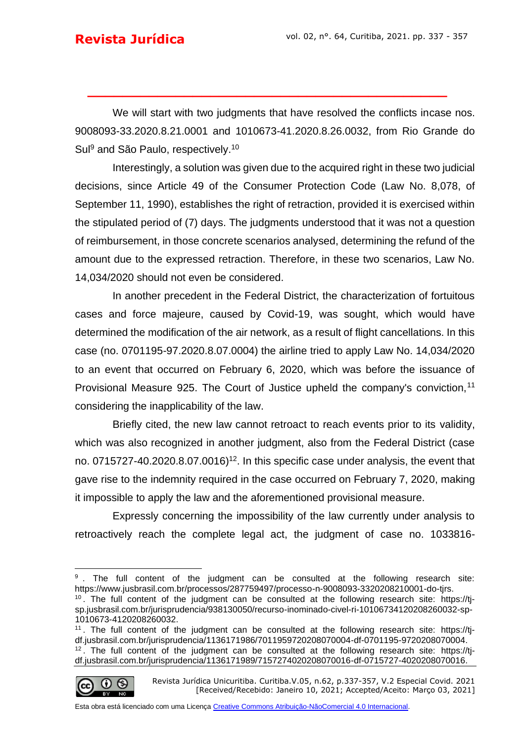We will start with two judgments that have resolved the conflicts incase nos. 9008093-33.2020.8.21.0001 and 1010673-41.2020.8.26.0032, from Rio Grande do Sul[9] and São Paulo, respectively.[10]

Interestingly, a solution was given due to the acquired right in these two judicial decisions, since Article 49 of the Consumer Protection Code (Law No. 8,078, of September 11, 1990), establishes the right of retraction, provided it is exercised within the stipulated period of (7) days. The judgments understood that it was not a question of reimbursement, in those concrete scenarios analysed, determining the refund of the amount due to the expressed retraction. Therefore, in these two scenarios, Law No. 14,034/2020 should not even be considered.

In another precedent in the Federal District, the characterization of fortuitous cases and force majeure, caused by Covid-19, was sought, which would have determined the modification of the air network, as a result of flight cancellations. In this case (no. 0701195-97.2020.8.07.0004) the airline tried to apply Law No. 14,034/2020 to an event that occurred on February 6, 2020, which was before the issuance of Provisional Measure 925. The Court of Justice upheld the company's conviction,[11] considering the inapplicability of the law.

Briefly cited, the new law cannot retroact to reach events prior to its validity, which was also recognized in another judgment, also from the Federal District (case no. 0715727-40.2020.8.07.0016)[12]. In this specific case under analysis, the event that gave rise to the indemnity required in the case occurred on February 7, 2020, making it impossible to apply the law and the aforementioned provisional measure.

Expressly concerning the impossibility of the law currently under analysis to retroactively reach the complete legal act, the judgment of case no. 1033816-

---

[9] . The full content of the judgment can be consulted at the following research site: https://www.jusbrasil.com.br/processos/287759497/processo-n-9008093-3320208210001-do-tjrs.

[10] . The full content of the judgment can be consulted at the following research site: https://tj-sp.jusbrasil.com.br/jurisprudencia/938130050/recurso-inominado-civel-ri-10106734120208260032-sp-1010673-4120208260032.

[11] . The full content of the judgment can be consulted at the following research site: https://tj-df.jusbrasil.com.br/jurisprudencia/1136171986/7011959720208070004-df-0701195-9720208070004.

[12] . The full content of the judgment can be consulted at the following research site: https://tj-df.jusbrasil.com.br/jurisprudencia/1136171989/7157274020208070016-df-0715727-4020208070016.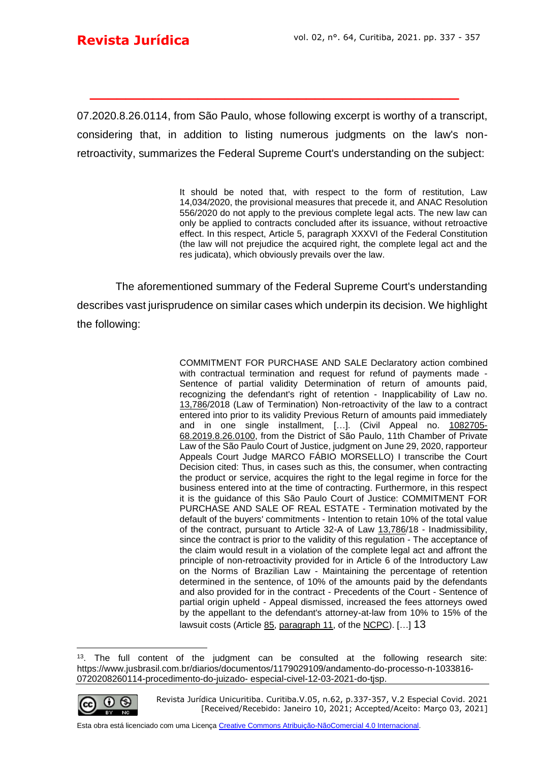07.2020.8.26.0114, from São Paulo, whose following excerpt is worthy of a transcript, considering that, in addition to listing numerous judgments on the law's non-retroactivity, summarizes the Federal Supreme Court's understanding on the subject:

> It should be noted that, with respect to the form of restitution, Law 14,034/2020, the provisional measures that precede it, and ANAC Resolution 556/2020 do not apply to the previous complete legal acts. The new law can only be applied to contracts concluded after its issuance, without retroactive effect. In this respect, Article 5, paragraph XXXVI of the Federal Constitution (the law will not prejudice the acquired right, the complete legal act and the res judicata), which obviously prevails over the law.

The aforementioned summary of the Federal Supreme Court's understanding describes vast jurisprudence on similar cases which underpin its decision. We highlight the following:

> COMMITMENT FOR PURCHASE AND SALE Declaratory action combined with contractual termination and request for refund of payments made - Sentence of partial validity Determination of return of amounts paid, recognizing the defendant's right of retention - Inapplicability of Law no. 13,786/2018 (Law of Termination) Non-retroactivity of the law to a contract entered into prior to its validity Previous Return of amounts paid immediately and in one single installment, [...]. (Civil Appeal no. 1082705-68.2019.8.26.0100, from the District of São Paulo, 11th Chamber of Private Law of the São Paulo Court of Justice, judgment on June 29, 2020, rapporteur Appeals Court Judge MARCO FÁBIO MORSELLO) I transcribe the Court Decision cited: Thus, in cases such as this, the consumer, when contracting the product or service, acquires the right to the legal regime in force for the business entered into at the time of contracting. Furthermore, in this respect it is the guidance of this São Paulo Court of Justice: COMMITMENT FOR PURCHASE AND SALE OF REAL ESTATE - Termination motivated by the default of the buyers' commitments - Intention to retain 10% of the total value of the contract, pursuant to Article 32-A of Law 13,786/18 - Inadmissibility, since the contract is prior to the validity of this regulation - The acceptance of the claim would result in a violation of the complete legal act and affront the principle of non-retroactivity provided for in Article 6 of the Introductory Law on the Norms of Brazilian Law - Maintaining the percentage of retention determined in the sentence, of 10% of the amounts paid by the defendants and also provided for in the contract - Precedents of the Court - Sentence of partial origin upheld - Appeal dismissed, increased the fees attorneys owed by the appellant to the defendant's attorney-at-law from 10% to 15% of the lawsuit costs (Article 85, paragraph 11, of the NCPC). [...] 13

---

[13]. The full content of the judgment can be consulted at the following research site: https://www.jusbrasil.com.br/diarios/documentos/1179029109/andamento-do-processo-n-1033816-0720208260114-procedimento-do-juizado- especial-civel-12-03-2021-do-tjsp.

Revista Jurídica Unicuritiba. Curitiba.V.05, n.62, p.337-357, V.2 Especial Covid. 2021
[Received/Recebido: Janeiro 10, 2021; Accepted/Aceito: Março 03, 2021]

Esta obra está licenciado com uma Licença Creative Commons Atribuição-NãoComercial 4.0 Internacional.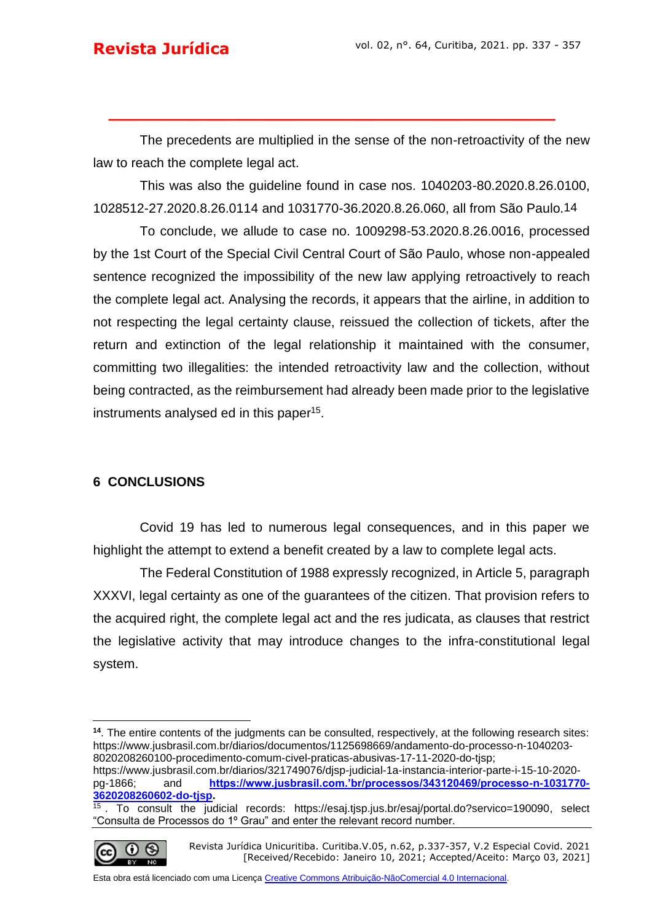The precedents are multiplied in the sense of the non-retroactivity of the new law to reach the complete legal act.

This was also the guideline found in case nos. 1040203-80.2020.8.26.0100, 1028512-27.2020.8.26.0114 and 1031770-36.2020.8.26.060, all from São Paulo.[14]

To conclude, we allude to case no. 1009298-53.2020.8.26.0016, processed by the 1st Court of the Special Civil Central Court of São Paulo, whose non-appealed sentence recognized the impossibility of the new law applying retroactively to reach the complete legal act. Analysing the records, it appears that the airline, in addition to not respecting the legal certainty clause, reissued the collection of tickets, after the return and extinction of the legal relationship it maintained with the consumer, committing two illegalities: the intended retroactivity law and the collection, without being contracted, as the reimbursement had already been made prior to the legislative instruments analysed ed in this paper[15].

## 6 CONCLUSIONS

Covid 19 has led to numerous legal consequences, and in this paper we highlight the attempt to extend a benefit created by a law to complete legal acts.

The Federal Constitution of 1988 expressly recognized, in Article 5, paragraph XXXVI, legal certainty as one of the guarantees of the citizen. That provision refers to the acquired right, the complete legal act and the res judicata, as clauses that restrict the legislative activity that may introduce changes to the infra-constitutional legal system.

---

**14**. The entire contents of the judgments can be consulted, respectively, at the following research sites: https://www.jusbrasil.com.br/diarios/documentos/1125698669/andamento-do-processo-n-1040203-8020208260100-procedimento-comum-civel-praticas-abusivas-17-11-2020-do-tjsp; https://www.jusbrasil.com.br/diarios/321749076/djsp-judicial-1a-instancia-interior-parte-i-15-10-2020-pg-1866; and **https://www.jusbrasil.com.'br/processos/343120469/processo-n-1031770-3620208260602-do-tjsp.**

15 . To consult the judicial records: https://esaj.tjsp.jus.br/esaj/portal.do?servico=190090, select "Consulta de Processos do 1º Grau" and enter the relevant record number.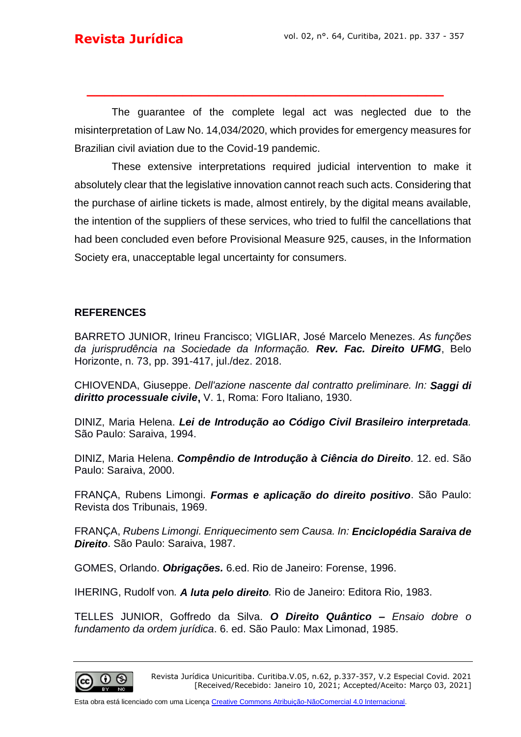The guarantee of the complete legal act was neglected due to the misinterpretation of Law No. 14,034/2020, which provides for emergency measures for Brazilian civil aviation due to the Covid-19 pandemic.

These extensive interpretations required judicial intervention to make it absolutely clear that the legislative innovation cannot reach such acts. Considering that the purchase of airline tickets is made, almost entirely, by the digital means available, the intention of the suppliers of these services, who tried to fulfil the cancellations that had been concluded even before Provisional Measure 925, causes, in the Information Society era, unacceptable legal uncertainty for consumers.

## REFERENCES

BARRETO JUNIOR, Irineu Francisco; VIGLIAR, José Marcelo Menezes. *As funções da jurisprudência na Sociedade da Informação.* ***Rev. Fac. Direito UFMG***, Belo Horizonte, n. 73, pp. 391-417, jul./dez. 2018.

CHIOVENDA, Giuseppe. *Dell'azione nascente dal contratto preliminare. In:* ***Saggi di diritto processuale civile*****,** V. 1, Roma: Foro Italiano, 1930.

DINIZ, Maria Helena. ***Lei de Introdução ao Código Civil Brasileiro interpretada****.* São Paulo: Saraiva, 1994.

DINIZ, Maria Helena. ***Compêndio de Introdução à Ciência do Direito***. 12. ed. São Paulo: Saraiva, 2000.

FRANÇA, Rubens Limongi. ***Formas e aplicação do direito positivo***. São Paulo: Revista dos Tribunais, 1969.

FRANÇA, *Rubens Limongi. Enriquecimento sem Causa. In:* **Enciclopédia Saraiva de Direito**. São Paulo: Saraiva, 1987.

GOMES, Orlando. ***Obrigações.*** 6.ed. Rio de Janeiro: Forense, 1996.

IHERING, Rudolf von*.* ***A luta pelo direito****.* Rio de Janeiro: Editora Rio, 1983.

TELLES JUNIOR, Goffredo da Silva. ***O Direito Quântico*** **–** *Ensaio dobre o fundamento da ordem jurídica*. 6. ed. São Paulo: Max Limonad, 1985.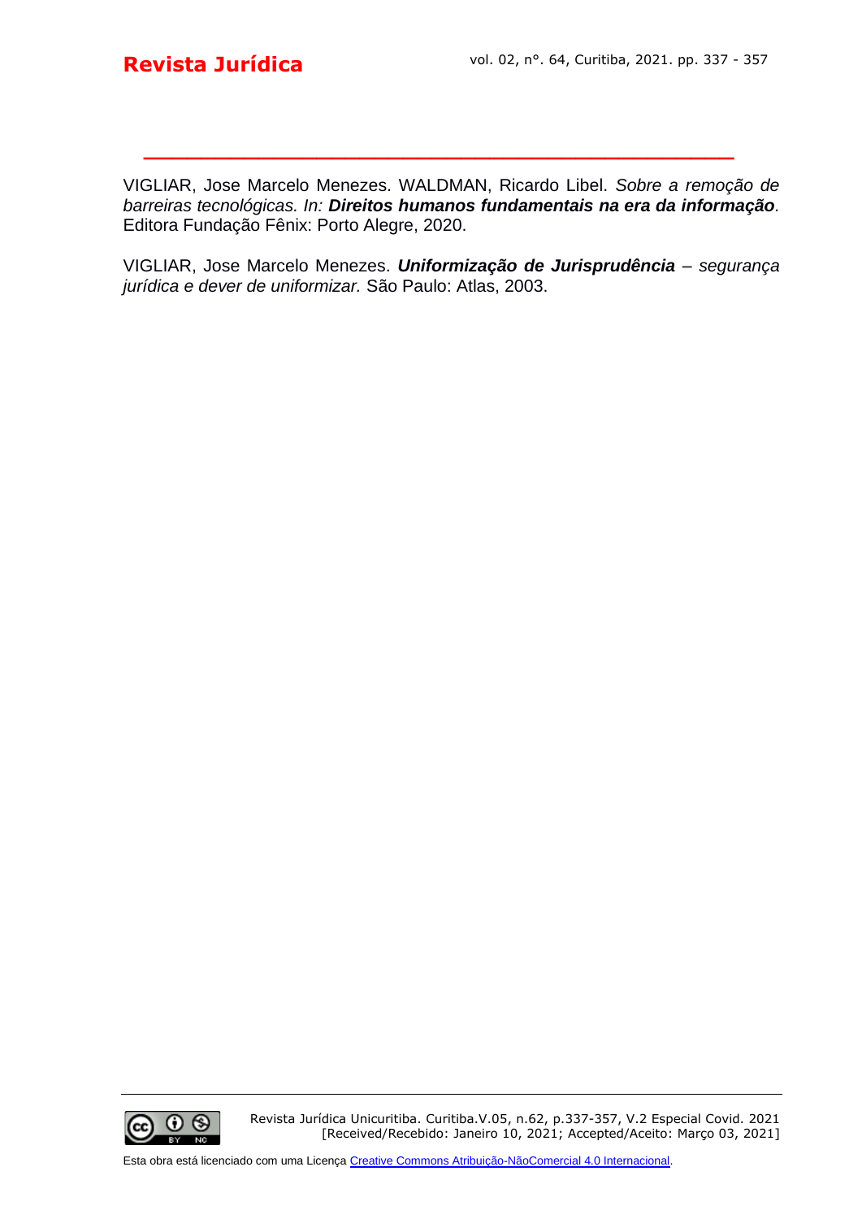VIGLIAR, Jose Marcelo Menezes. WALDMAN, Ricardo Libel. *Sobre a remoção de barreiras tecnológicas. In:* ***Direitos humanos fundamentais na era da informação****.* Editora Fundação Fênix: Porto Alegre, 2020.

VIGLIAR, Jose Marcelo Menezes. ***Uniformização de Jurisprudência*** *– segurança jurídica e dever de uniformizar.* São Paulo: Atlas, 2003.